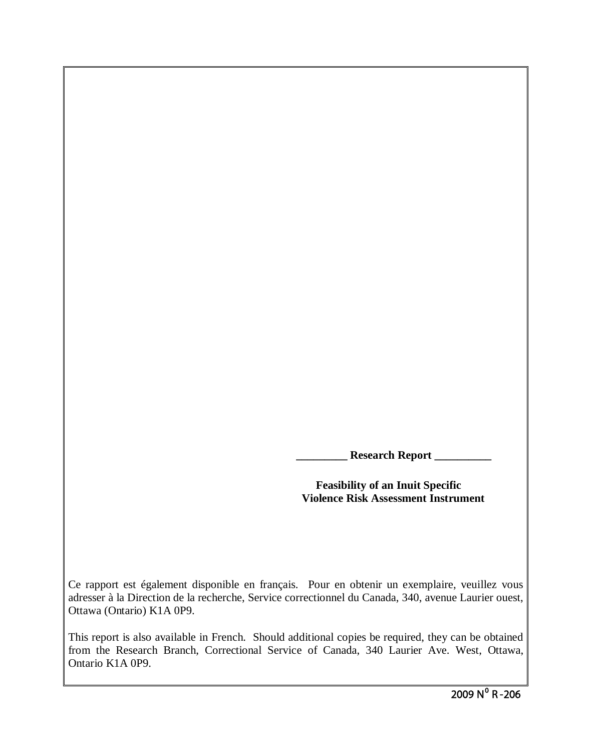**_________ Research Report __________**

# Feasibility of an Inuit Specific Violence Risk Assessment Instrument

Ce rapport est également disponible en français. Pour en obtenir un exemplaire, veuillez vous adresser à la Direction de la recherche, Service correctionnel du Canada, 340, avenue Laurier ouest, Ottawa (Ontario) K1A 0P9.

This report is also available in French. Should additional copies be required, they can be obtained from the Research Branch, Correctional Service of Canada, 340 Laurier Ave. West, Ottawa, Ontario K1A 0P9.

2009 N$^{0}$ R-206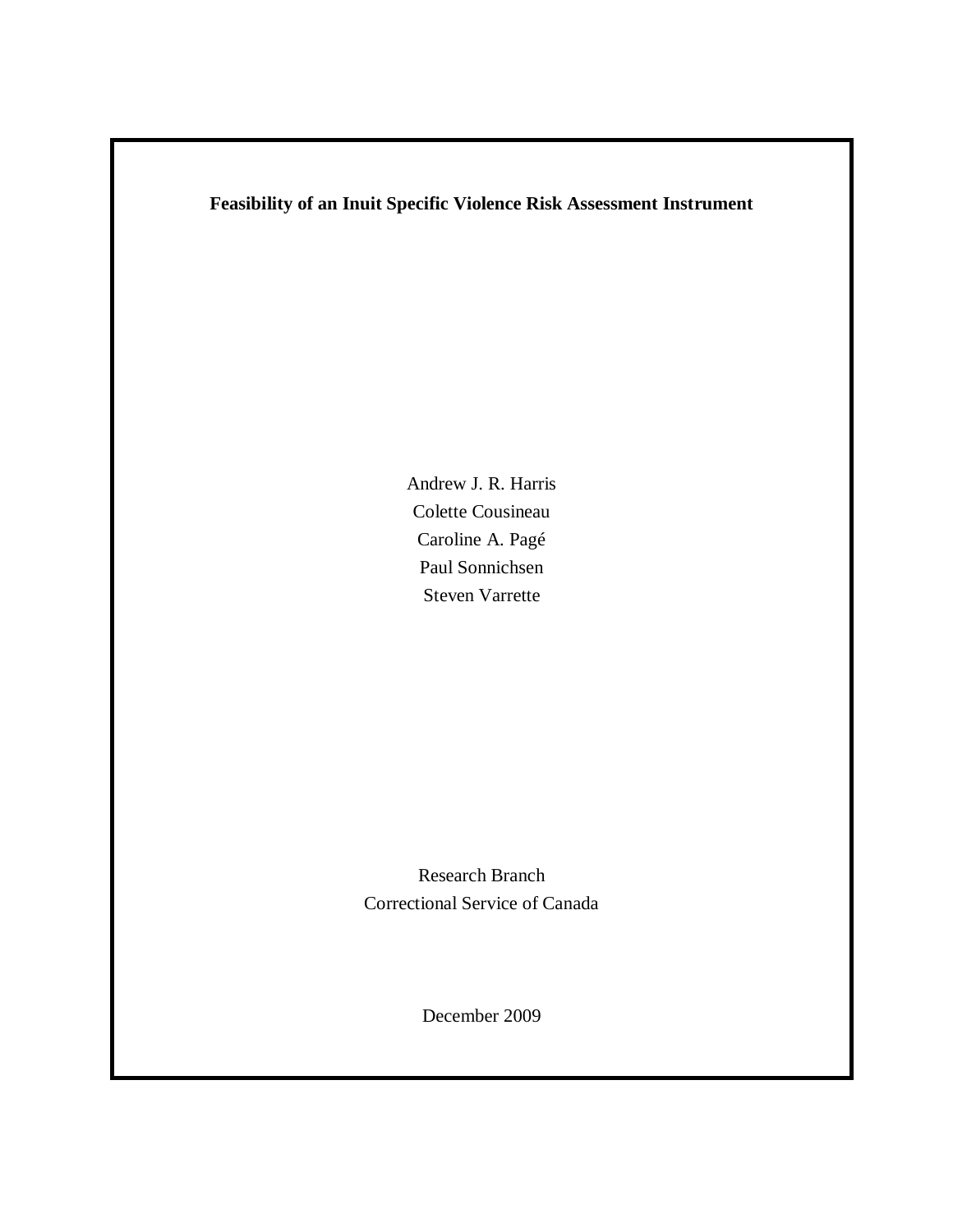**Feasibility of an Inuit Specific Violence Risk Assessment Instrument**

Andrew J. R. Harris

Colette Cousineau

Caroline A. Pagé

Paul Sonnichsen

Steven Varrette

Research Branch

Correctional Service of Canada

December 2009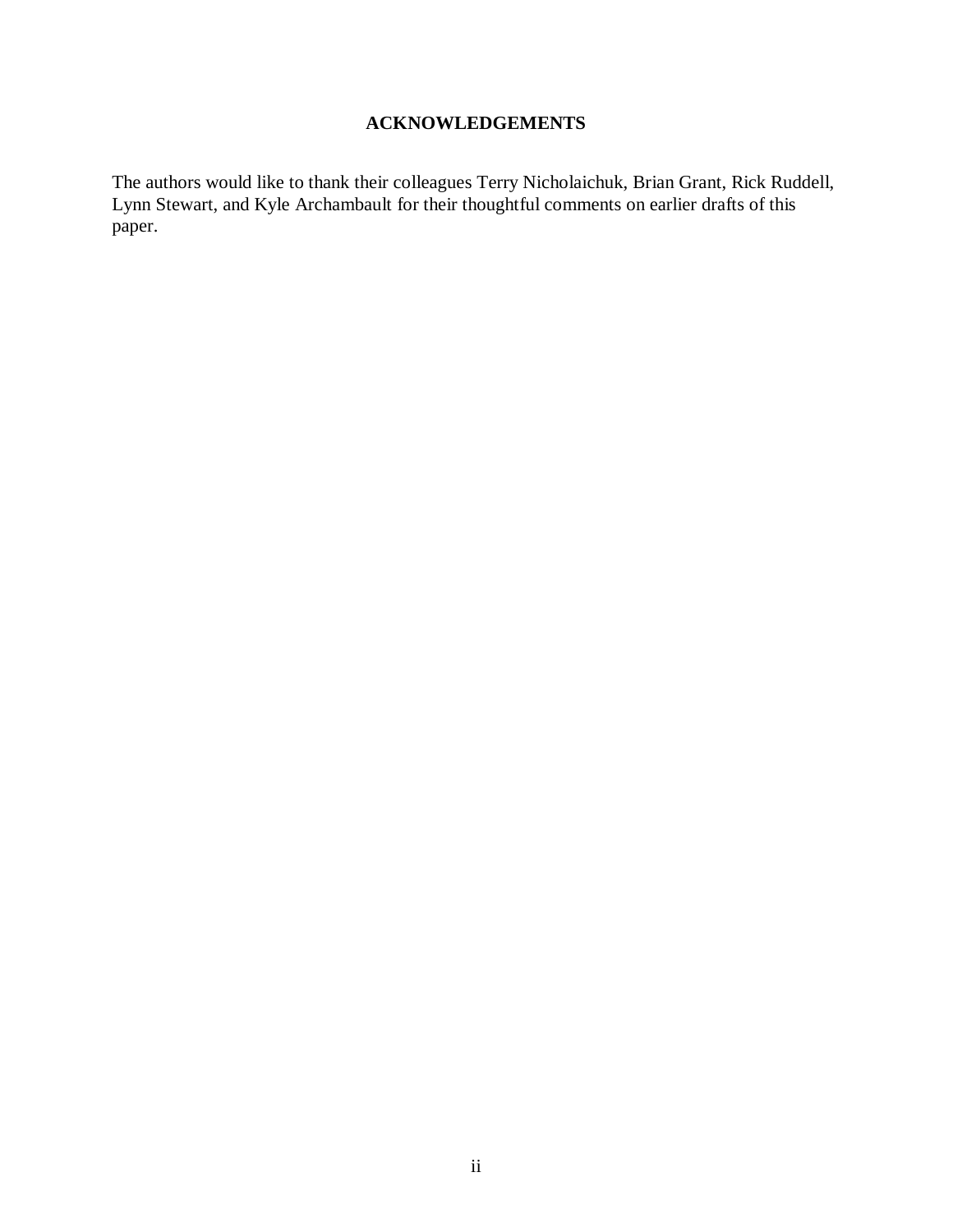## ACKNOWLEDGEMENTS

The authors would like to thank their colleagues Terry Nicholaichuk, Brian Grant, Rick Ruddell, Lynn Stewart, and Kyle Archambault for their thoughtful comments on earlier drafts of this paper.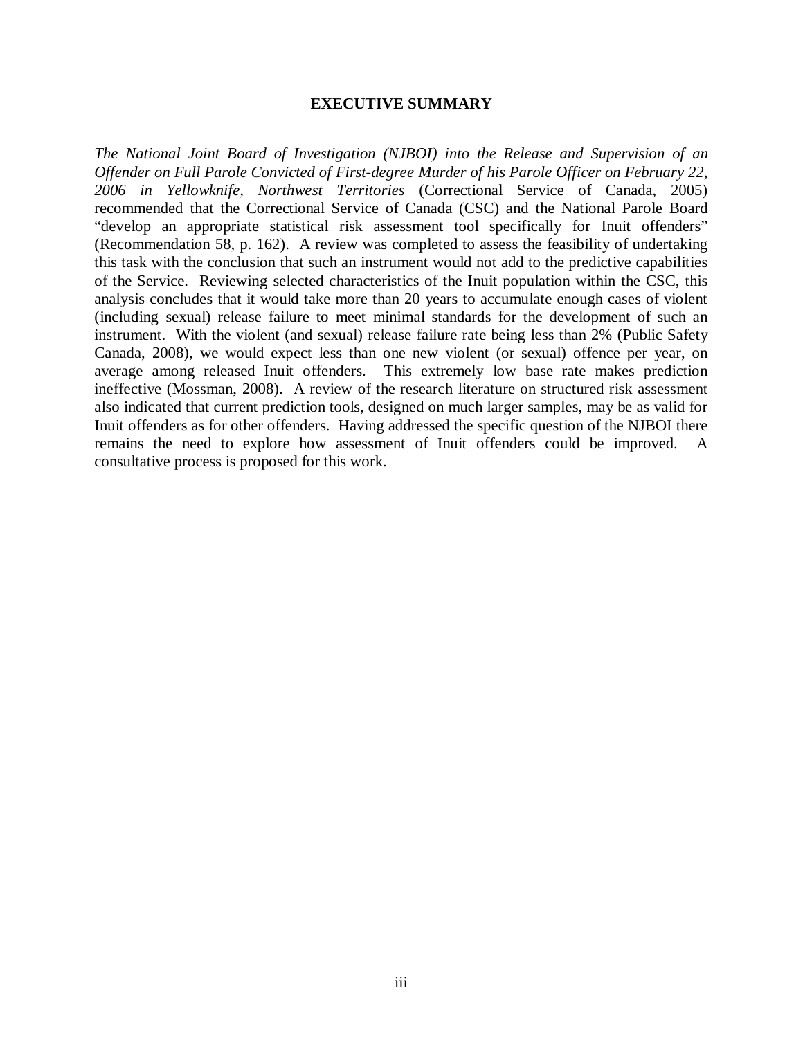# EXECUTIVE SUMMARY

*The National Joint Board of Investigation (NJBOI) into the Release and Supervision of an Offender on Full Parole Convicted of First-degree Murder of his Parole Officer on February 22, 2006 in Yellowknife, Northwest Territories* (Correctional Service of Canada, 2005) recommended that the Correctional Service of Canada (CSC) and the National Parole Board "develop an appropriate statistical risk assessment tool specifically for Inuit offenders" (Recommendation 58, p. 162). A review was completed to assess the feasibility of undertaking this task with the conclusion that such an instrument would not add to the predictive capabilities of the Service. Reviewing selected characteristics of the Inuit population within the CSC, this analysis concludes that it would take more than 20 years to accumulate enough cases of violent (including sexual) release failure to meet minimal standards for the development of such an instrument. With the violent (and sexual) release failure rate being less than 2% (Public Safety Canada, 2008), we would expect less than one new violent (or sexual) offence per year, on average among released Inuit offenders. This extremely low base rate makes prediction ineffective (Mossman, 2008). A review of the research literature on structured risk assessment also indicated that current prediction tools, designed on much larger samples, may be as valid for Inuit offenders as for other offenders. Having addressed the specific question of the NJBOI there remains the need to explore how assessment of Inuit offenders could be improved. A consultative process is proposed for this work.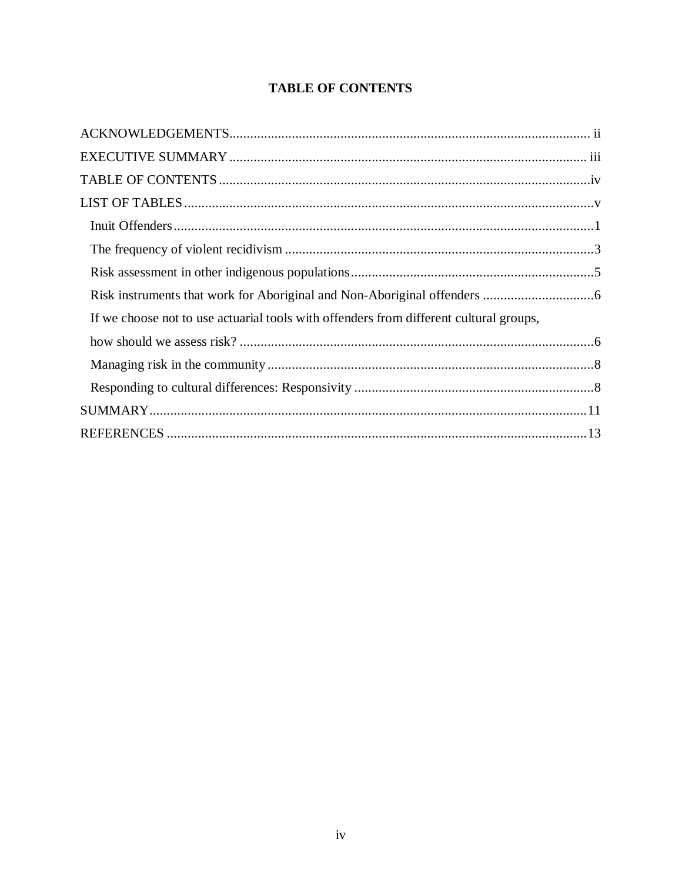# TABLE OF CONTENTS

ACKNOWLEDGEMENTS ..... ii

EXECUTIVE SUMMARY ..... iii

TABLE OF CONTENTS ..... iv

LIST OF TABLES ..... v

- Inuit Offenders ..... 1
- The frequency of violent recidivism ..... 3
- Risk assessment in other indigenous populations ..... 5
- Risk instruments that work for Aboriginal and Non-Aboriginal offenders ..... 6
- If we choose not to use actuarial tools with offenders from different cultural groups, how should we assess risk? ..... 6
- Managing risk in the community ..... 8
- Responding to cultural differences: Responsivity ..... 8

SUMMARY ..... 11

REFERENCES ..... 13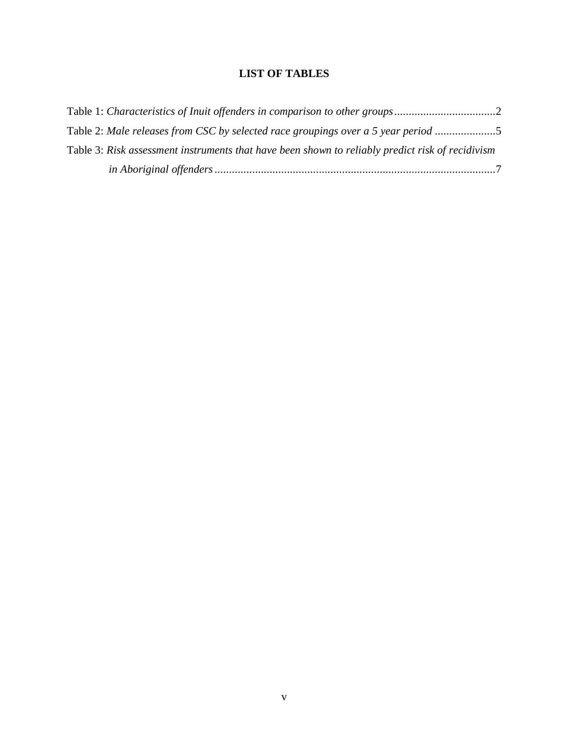# LIST OF TABLES

Table 1: *Characteristics of Inuit offenders in comparison to other groups*...................................2

Table 2: *Male releases from CSC by selected race groupings over a 5 year period* .....................5

Table 3: *Risk assessment instruments that have been shown to reliably predict risk of recidivism in Aboriginal offenders*.................................................................................................7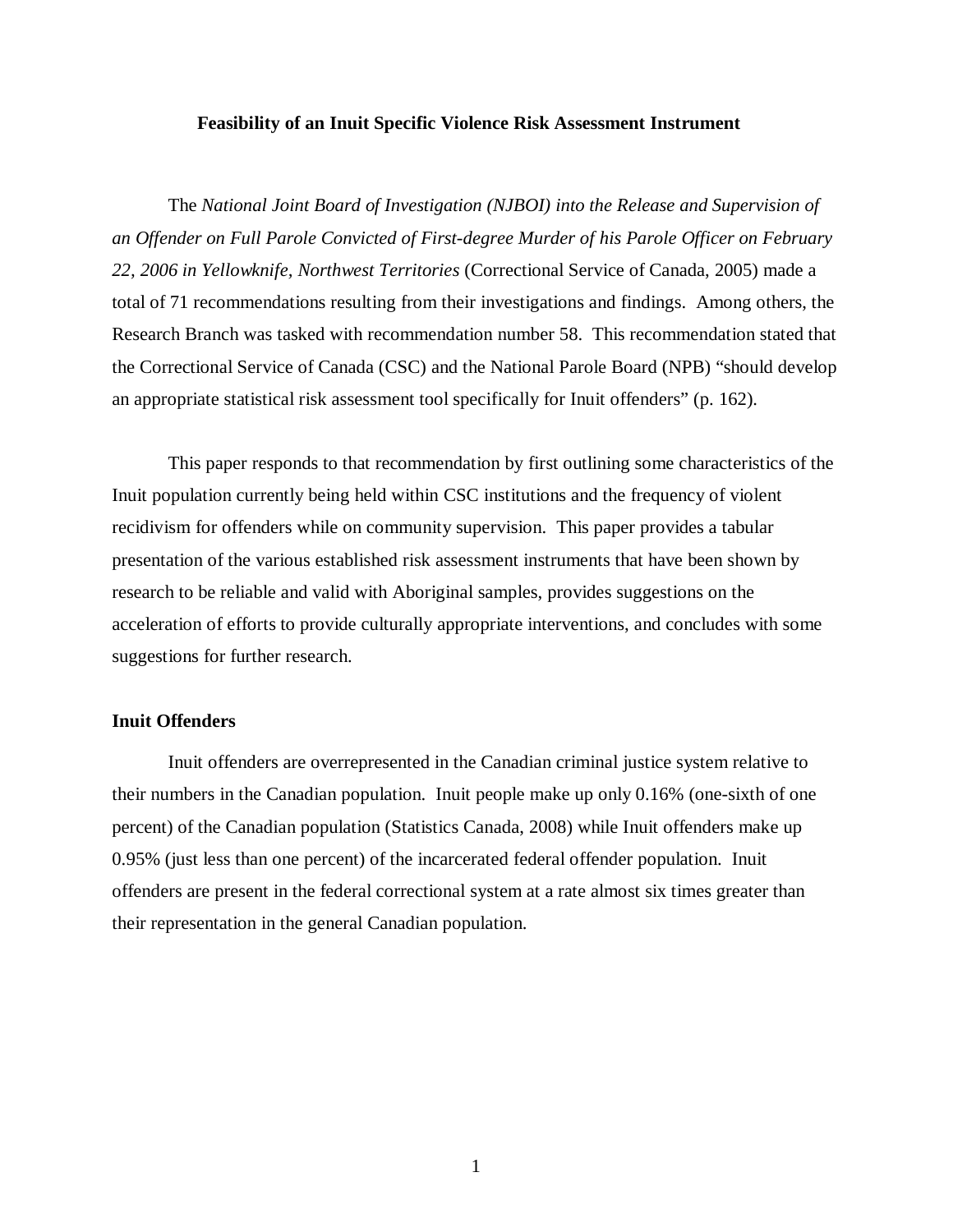## Feasibility of an Inuit Specific Violence Risk Assessment Instrument

The *National Joint Board of Investigation (NJBOI) into the Release and Supervision of an Offender on Full Parole Convicted of First-degree Murder of his Parole Officer on February 22, 2006 in Yellowknife, Northwest Territories* (Correctional Service of Canada, 2005) made a total of 71 recommendations resulting from their investigations and findings. Among others, the Research Branch was tasked with recommendation number 58. This recommendation stated that the Correctional Service of Canada (CSC) and the National Parole Board (NPB) "should develop an appropriate statistical risk assessment tool specifically for Inuit offenders" (p. 162).

This paper responds to that recommendation by first outlining some characteristics of the Inuit population currently being held within CSC institutions and the frequency of violent recidivism for offenders while on community supervision. This paper provides a tabular presentation of the various established risk assessment instruments that have been shown by research to be reliable and valid with Aboriginal samples, provides suggestions on the acceleration of efforts to provide culturally appropriate interventions, and concludes with some suggestions for further research.

### Inuit Offenders

Inuit offenders are overrepresented in the Canadian criminal justice system relative to their numbers in the Canadian population. Inuit people make up only 0.16% (one-sixth of one percent) of the Canadian population (Statistics Canada, 2008) while Inuit offenders make up 0.95% (just less than one percent) of the incarcerated federal offender population. Inuit offenders are present in the federal correctional system at a rate almost six times greater than their representation in the general Canadian population.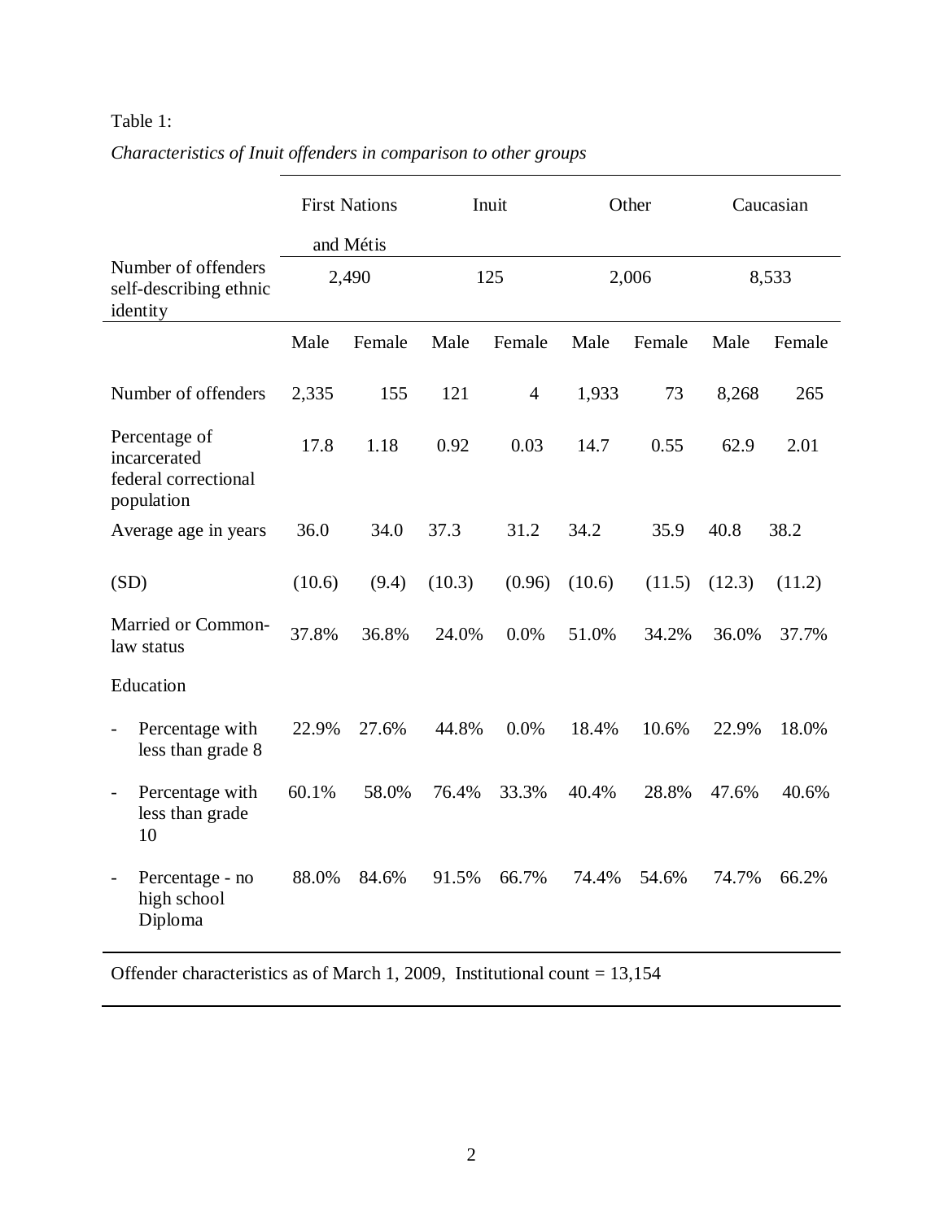Table 1:

*Characteristics of Inuit offenders in comparison to other groups*

| | First Nations and Métis | | Inuit | | Other | | Caucasian | |
|---|---|---|---|---|---|---|---|---|
| Number of offenders self-describing ethnic identity | 2,490 | | 125 | | 2,006 | | 8,533 | |
| | Male | Female | Male | Female | Male | Female | Male | Female |
| Number of offenders | 2,335 | 155 | 121 | 4 | 1,933 | 73 | 8,268 | 265 |
| Percentage of incarcerated federal correctional population | 17.8 | 1.18 | 0.92 | 0.03 | 14.7 | 0.55 | 62.9 | 2.01 |
| Average age in years | 36.0 | 34.0 | 37.3 | 31.2 | 34.2 | 35.9 | 40.8 | 38.2 |
| (SD) | (10.6) | (9.4) | (10.3) | (0.96) | (10.6) | (11.5) | (12.3) | (11.2) |
| Married or Common-law status | 37.8% | 36.8% | 24.0% | 0.0% | 51.0% | 34.2% | 36.0% | 37.7% |
| Education | | | | | | | | |
| - Percentage with less than grade 8 | 22.9% | 27.6% | 44.8% | 0.0% | 18.4% | 10.6% | 22.9% | 18.0% |
| - Percentage with less than grade 10 | 60.1% | 58.0% | 76.4% | 33.3% | 40.4% | 28.8% | 47.6% | 40.6% |
| - Percentage - no high school Diploma | 88.0% | 84.6% | 91.5% | 66.7% | 74.4% | 54.6% | 74.7% | 66.2% |

Offender characteristics as of March 1, 2009, Institutional count = 13,154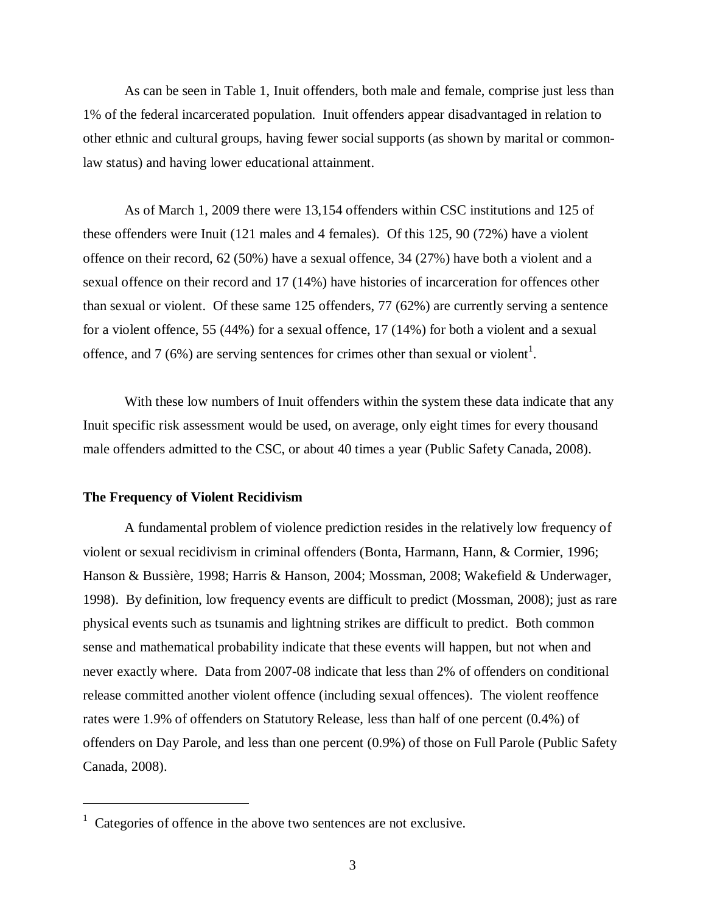As can be seen in Table 1, Inuit offenders, both male and female, comprise just less than 1% of the federal incarcerated population. Inuit offenders appear disadvantaged in relation to other ethnic and cultural groups, having fewer social supports (as shown by marital or common-law status) and having lower educational attainment.

As of March 1, 2009 there were 13,154 offenders within CSC institutions and 125 of these offenders were Inuit (121 males and 4 females). Of this 125, 90 (72%) have a violent offence on their record, 62 (50%) have a sexual offence, 34 (27%) have both a violent and a sexual offence on their record and 17 (14%) have histories of incarceration for offences other than sexual or violent. Of these same 125 offenders, 77 (62%) are currently serving a sentence for a violent offence, 55 (44%) for a sexual offence, 17 (14%) for both a violent and a sexual offence, and 7 (6%) are serving sentences for crimes other than sexual or violent[1].

With these low numbers of Inuit offenders within the system these data indicate that any Inuit specific risk assessment would be used, on average, only eight times for every thousand male offenders admitted to the CSC, or about 40 times a year (Public Safety Canada, 2008).

**The Frequency of Violent Recidivism**

A fundamental problem of violence prediction resides in the relatively low frequency of violent or sexual recidivism in criminal offenders (Bonta, Harmann, Hann, & Cormier, 1996; Hanson & Bussière, 1998; Harris & Hanson, 2004; Mossman, 2008; Wakefield & Underwager, 1998). By definition, low frequency events are difficult to predict (Mossman, 2008); just as rare physical events such as tsunamis and lightning strikes are difficult to predict. Both common sense and mathematical probability indicate that these events will happen, but not when and never exactly where. Data from 2007-08 indicate that less than 2% of offenders on conditional release committed another violent offence (including sexual offences). The violent reoffence rates were 1.9% of offenders on Statutory Release, less than half of one percent (0.4%) of offenders on Day Parole, and less than one percent (0.9%) of those on Full Parole (Public Safety Canada, 2008).

---

[1] Categories of offence in the above two sentences are not exclusive.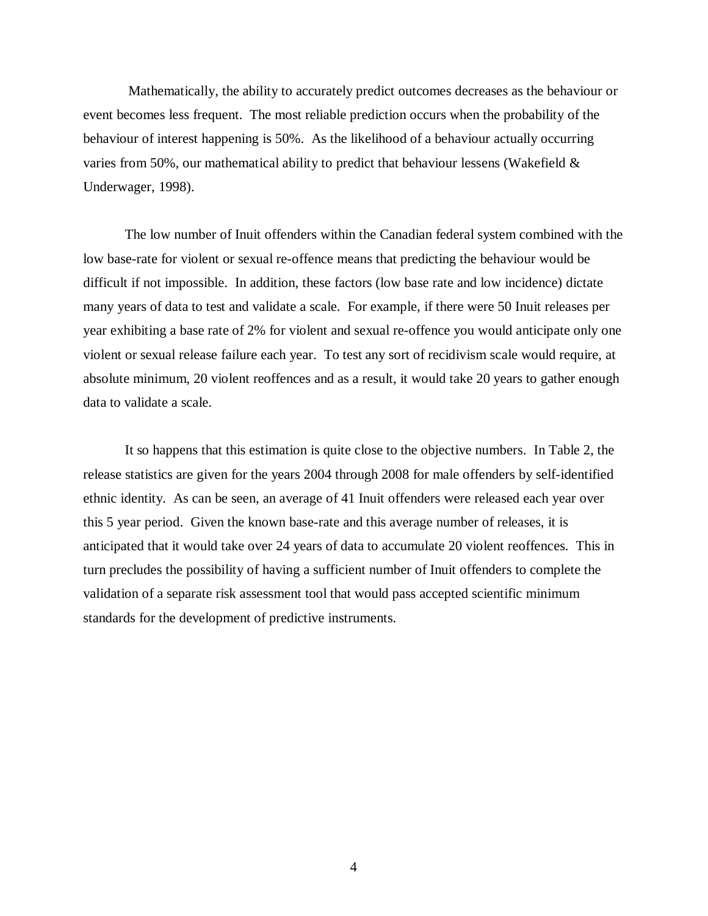Mathematically, the ability to accurately predict outcomes decreases as the behaviour or event becomes less frequent. The most reliable prediction occurs when the probability of the behaviour of interest happening is 50%. As the likelihood of a behaviour actually occurring varies from 50%, our mathematical ability to predict that behaviour lessens (Wakefield & Underwager, 1998).

The low number of Inuit offenders within the Canadian federal system combined with the low base-rate for violent or sexual re-offence means that predicting the behaviour would be difficult if not impossible. In addition, these factors (low base rate and low incidence) dictate many years of data to test and validate a scale. For example, if there were 50 Inuit releases per year exhibiting a base rate of 2% for violent and sexual re-offence you would anticipate only one violent or sexual release failure each year. To test any sort of recidivism scale would require, at absolute minimum, 20 violent reoffences and as a result, it would take 20 years to gather enough data to validate a scale.

It so happens that this estimation is quite close to the objective numbers. In Table 2, the release statistics are given for the years 2004 through 2008 for male offenders by self-identified ethnic identity. As can be seen, an average of 41 Inuit offenders were released each year over this 5 year period. Given the known base-rate and this average number of releases, it is anticipated that it would take over 24 years of data to accumulate 20 violent reoffences. This in turn precludes the possibility of having a sufficient number of Inuit offenders to complete the validation of a separate risk assessment tool that would pass accepted scientific minimum standards for the development of predictive instruments.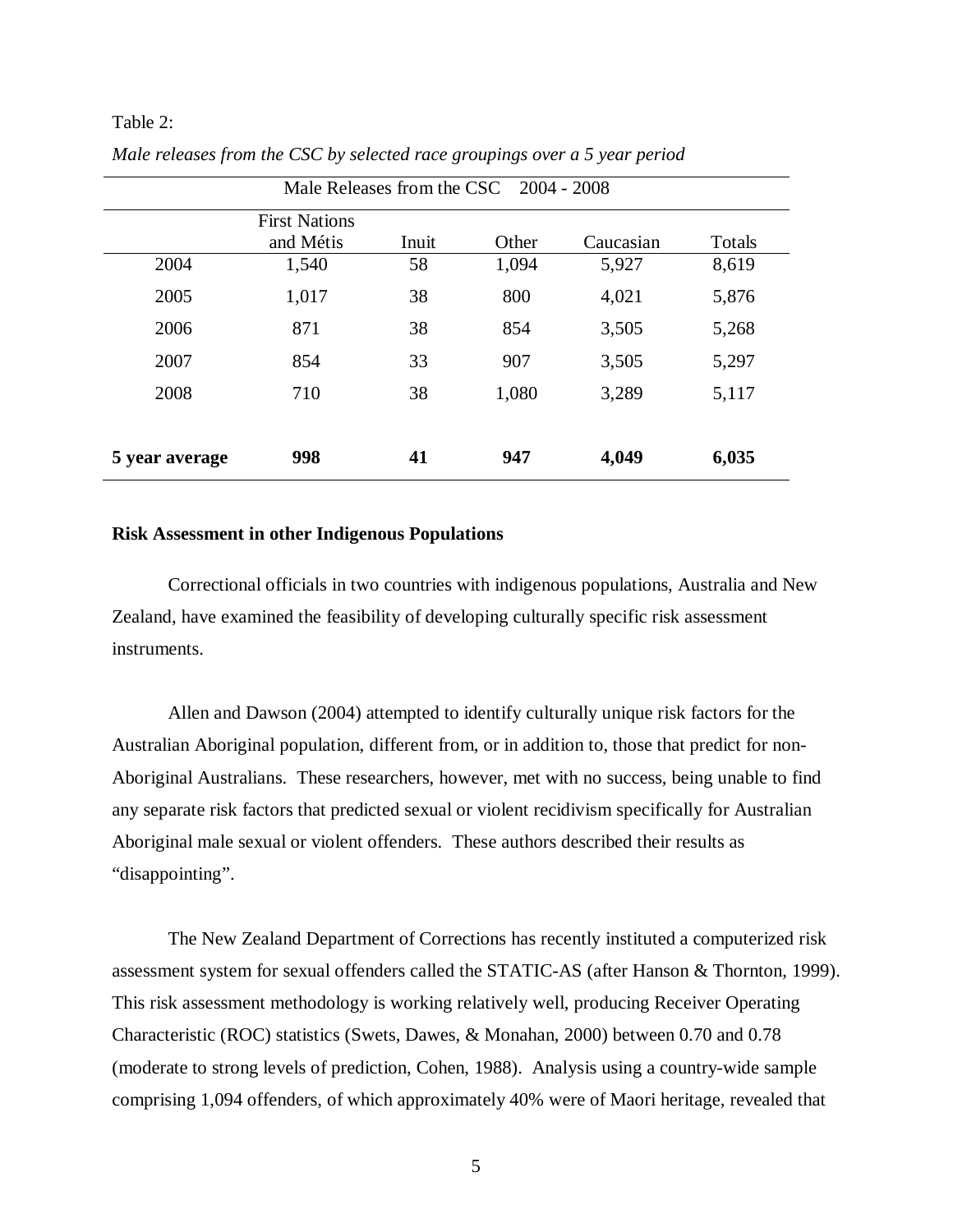Table 2:

*Male releases from the CSC by selected race groupings over a 5 year period*

| Male Releases from the CSC 2004 - 2008 | | | | | |
|---|---|---|---|---|---|
| | First Nations and Métis | Inuit | Other | Caucasian | Totals |
| 2004 | 1,540 | 58 | 1,094 | 5,927 | 8,619 |
| 2005 | 1,017 | 38 | 800 | 4,021 | 5,876 |
| 2006 | 871 | 38 | 854 | 3,505 | 5,268 |
| 2007 | 854 | 33 | 907 | 3,505 | 5,297 |
| 2008 | 710 | 38 | 1,080 | 3,289 | 5,117 |
| **5 year average** | **998** | **41** | **947** | **4,049** | **6,035** |

**Risk Assessment in other Indigenous Populations**

Correctional officials in two countries with indigenous populations, Australia and New Zealand, have examined the feasibility of developing culturally specific risk assessment instruments.

Allen and Dawson (2004) attempted to identify culturally unique risk factors for the Australian Aboriginal population, different from, or in addition to, those that predict for non-Aboriginal Australians. These researchers, however, met with no success, being unable to find any separate risk factors that predicted sexual or violent recidivism specifically for Australian Aboriginal male sexual or violent offenders. These authors described their results as "disappointing".

The New Zealand Department of Corrections has recently instituted a computerized risk assessment system for sexual offenders called the STATIC-AS (after Hanson & Thornton, 1999). This risk assessment methodology is working relatively well, producing Receiver Operating Characteristic (ROC) statistics (Swets, Dawes, & Monahan, 2000) between 0.70 and 0.78 (moderate to strong levels of prediction, Cohen, 1988). Analysis using a country-wide sample comprising 1,094 offenders, of which approximately 40% were of Maori heritage, revealed that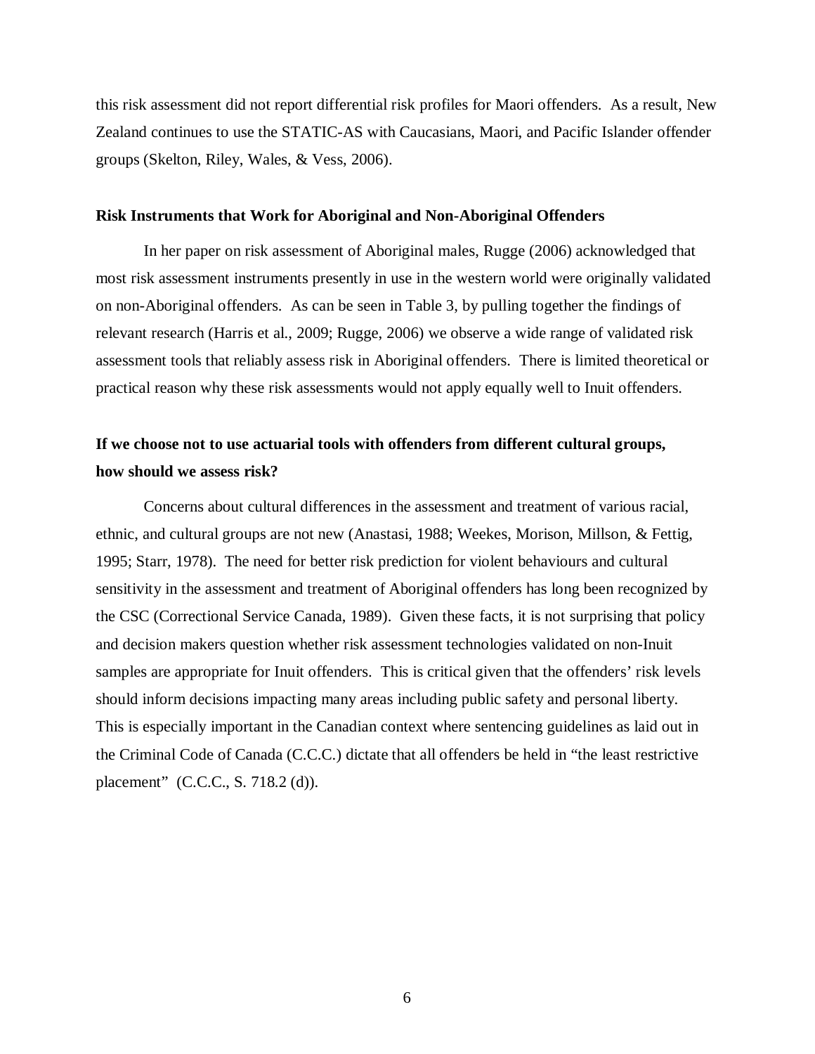this risk assessment did not report differential risk profiles for Maori offenders. As a result, New Zealand continues to use the STATIC-AS with Caucasians, Maori, and Pacific Islander offender groups (Skelton, Riley, Wales, & Vess, 2006).

### Risk Instruments that Work for Aboriginal and Non-Aboriginal Offenders

In her paper on risk assessment of Aboriginal males, Rugge (2006) acknowledged that most risk assessment instruments presently in use in the western world were originally validated on non-Aboriginal offenders. As can be seen in Table 3, by pulling together the findings of relevant research (Harris et al., 2009; Rugge, 2006) we observe a wide range of validated risk assessment tools that reliably assess risk in Aboriginal offenders. There is limited theoretical or practical reason why these risk assessments would not apply equally well to Inuit offenders.

## If we choose not to use actuarial tools with offenders from different cultural groups, how should we assess risk?

Concerns about cultural differences in the assessment and treatment of various racial, ethnic, and cultural groups are not new (Anastasi, 1988; Weekes, Morison, Millson, & Fettig, 1995; Starr, 1978). The need for better risk prediction for violent behaviours and cultural sensitivity in the assessment and treatment of Aboriginal offenders has long been recognized by the CSC (Correctional Service Canada, 1989). Given these facts, it is not surprising that policy and decision makers question whether risk assessment technologies validated on non-Inuit samples are appropriate for Inuit offenders. This is critical given that the offenders' risk levels should inform decisions impacting many areas including public safety and personal liberty. This is especially important in the Canadian context where sentencing guidelines as laid out in the Criminal Code of Canada (C.C.C.) dictate that all offenders be held in "the least restrictive placement" (C.C.C., S. 718.2 (d)).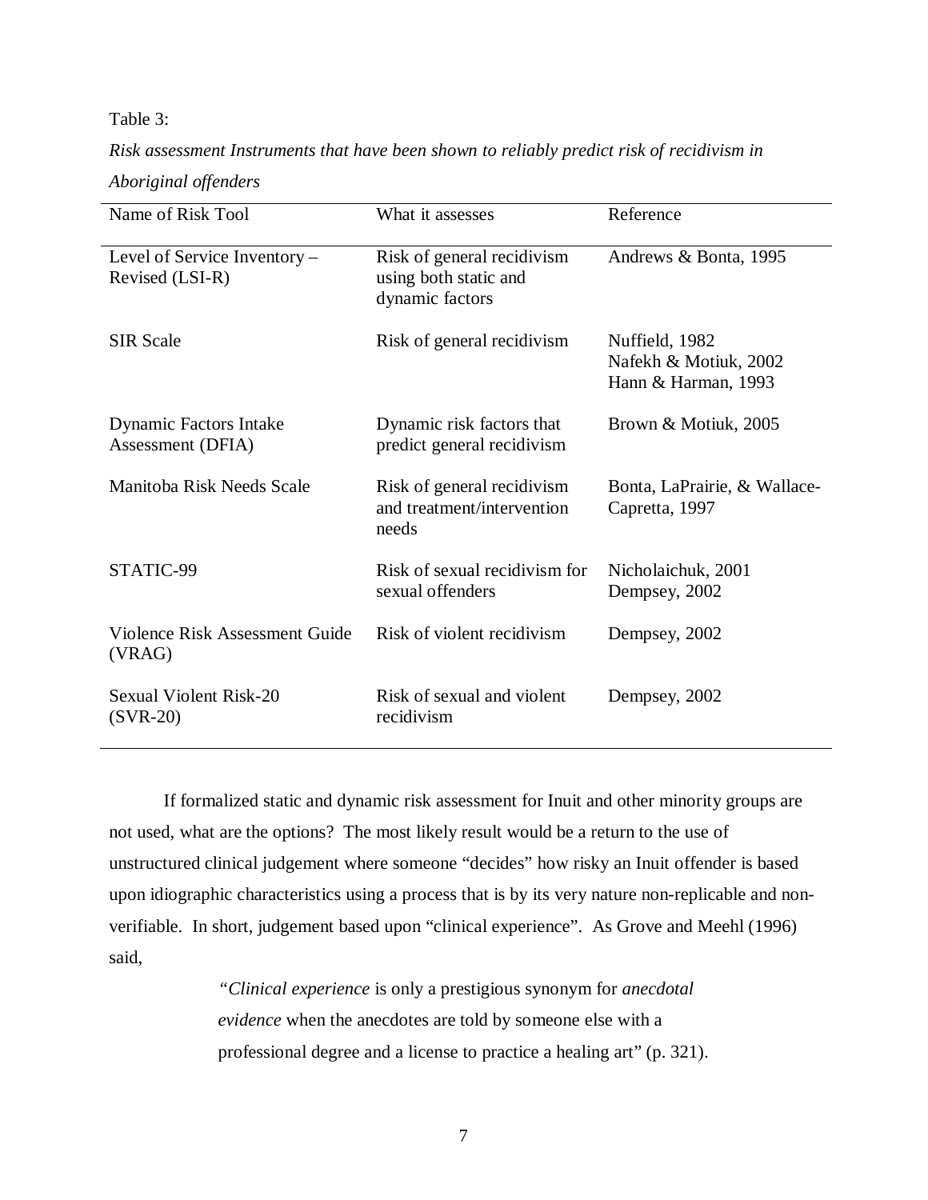Table 3:

*Risk assessment Instruments that have been shown to reliably predict risk of recidivism in Aboriginal offenders*

| Name of Risk Tool | What it assesses | Reference |
|---|---|---|
| Level of Service Inventory – Revised (LSI-R) | Risk of general recidivism using both static and dynamic factors | Andrews & Bonta, 1995 |
| SIR Scale | Risk of general recidivism | Nuffield, 1982<br>Nafekh & Motiuk, 2002<br>Hann & Harman, 1993 |
| Dynamic Factors Intake Assessment (DFIA) | Dynamic risk factors that predict general recidivism | Brown & Motiuk, 2005 |
| Manitoba Risk Needs Scale | Risk of general recidivism and treatment/intervention needs | Bonta, LaPrairie, & Wallace-Capretta, 1997 |
| STATIC-99 | Risk of sexual recidivism for sexual offenders | Nicholaichuk, 2001<br>Dempsey, 2002 |
| Violence Risk Assessment Guide (VRAG) | Risk of violent recidivism | Dempsey, 2002 |
| Sexual Violent Risk-20 (SVR-20) | Risk of sexual and violent recidivism | Dempsey, 2002 |

If formalized static and dynamic risk assessment for Inuit and other minority groups are not used, what are the options? The most likely result would be a return to the use of unstructured clinical judgement where someone "decides" how risky an Inuit offender is based upon idiographic characteristics using a process that is by its very nature non-replicable and non-verifiable. In short, judgement based upon "clinical experience". As Grove and Meehl (1996) said,

> "*Clinical experience* is only a prestigious synonym for *anecdotal evidence* when the anecdotes are told by someone else with a professional degree and a license to practice a healing art" (p. 321).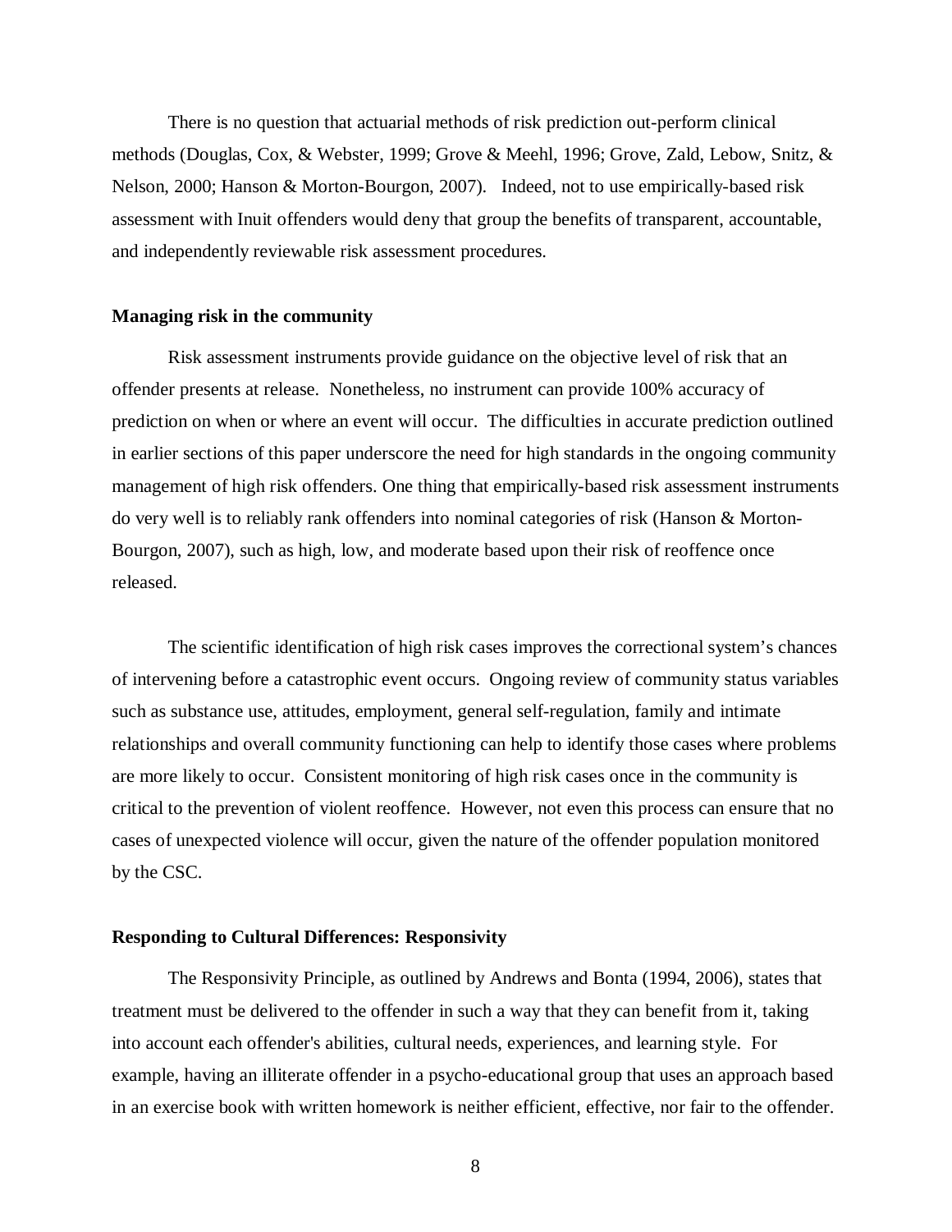There is no question that actuarial methods of risk prediction out-perform clinical methods (Douglas, Cox, & Webster, 1999; Grove & Meehl, 1996; Grove, Zald, Lebow, Snitz, & Nelson, 2000; Hanson & Morton-Bourgon, 2007). Indeed, not to use empirically-based risk assessment with Inuit offenders would deny that group the benefits of transparent, accountable, and independently reviewable risk assessment procedures.

**Managing risk in the community**

Risk assessment instruments provide guidance on the objective level of risk that an offender presents at release. Nonetheless, no instrument can provide 100% accuracy of prediction on when or where an event will occur. The difficulties in accurate prediction outlined in earlier sections of this paper underscore the need for high standards in the ongoing community management of high risk offenders. One thing that empirically-based risk assessment instruments do very well is to reliably rank offenders into nominal categories of risk (Hanson & Morton-Bourgon, 2007), such as high, low, and moderate based upon their risk of reoffence once released.

The scientific identification of high risk cases improves the correctional system's chances of intervening before a catastrophic event occurs. Ongoing review of community status variables such as substance use, attitudes, employment, general self-regulation, family and intimate relationships and overall community functioning can help to identify those cases where problems are more likely to occur. Consistent monitoring of high risk cases once in the community is critical to the prevention of violent reoffence. However, not even this process can ensure that no cases of unexpected violence will occur, given the nature of the offender population monitored by the CSC.

**Responding to Cultural Differences: Responsivity**

The Responsivity Principle, as outlined by Andrews and Bonta (1994, 2006), states that treatment must be delivered to the offender in such a way that they can benefit from it, taking into account each offender's abilities, cultural needs, experiences, and learning style. For example, having an illiterate offender in a psycho-educational group that uses an approach based in an exercise book with written homework is neither efficient, effective, nor fair to the offender.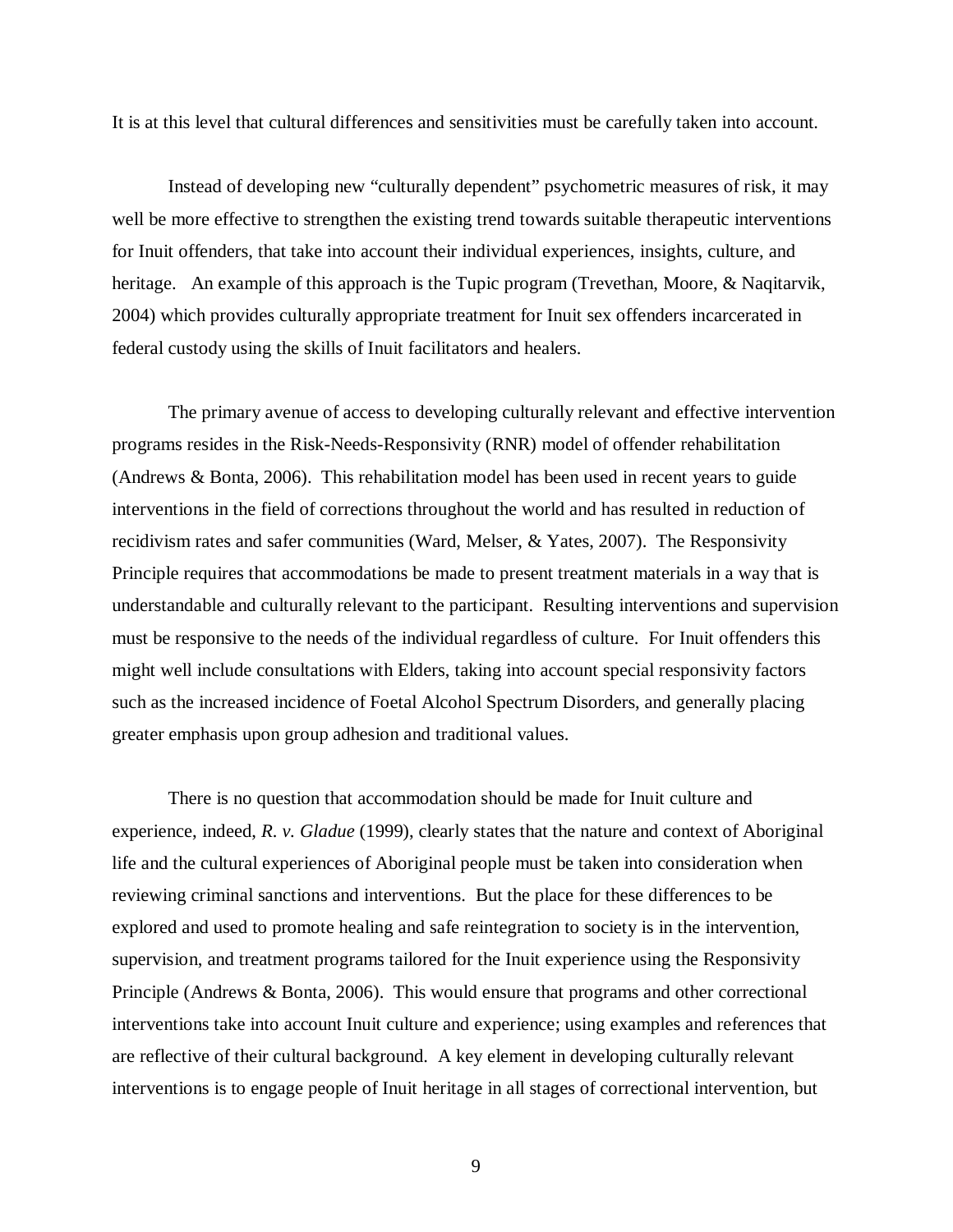It is at this level that cultural differences and sensitivities must be carefully taken into account.

Instead of developing new "culturally dependent" psychometric measures of risk, it may well be more effective to strengthen the existing trend towards suitable therapeutic interventions for Inuit offenders, that take into account their individual experiences, insights, culture, and heritage. An example of this approach is the Tupic program (Trevethan, Moore, & Naqitarvik, 2004) which provides culturally appropriate treatment for Inuit sex offenders incarcerated in federal custody using the skills of Inuit facilitators and healers.

The primary avenue of access to developing culturally relevant and effective intervention programs resides in the Risk-Needs-Responsivity (RNR) model of offender rehabilitation (Andrews & Bonta, 2006). This rehabilitation model has been used in recent years to guide interventions in the field of corrections throughout the world and has resulted in reduction of recidivism rates and safer communities (Ward, Melser, & Yates, 2007). The Responsivity Principle requires that accommodations be made to present treatment materials in a way that is understandable and culturally relevant to the participant. Resulting interventions and supervision must be responsive to the needs of the individual regardless of culture. For Inuit offenders this might well include consultations with Elders, taking into account special responsivity factors such as the increased incidence of Foetal Alcohol Spectrum Disorders, and generally placing greater emphasis upon group adhesion and traditional values.

There is no question that accommodation should be made for Inuit culture and experience, indeed, *R. v. Gladue* (1999), clearly states that the nature and context of Aboriginal life and the cultural experiences of Aboriginal people must be taken into consideration when reviewing criminal sanctions and interventions. But the place for these differences to be explored and used to promote healing and safe reintegration to society is in the intervention, supervision, and treatment programs tailored for the Inuit experience using the Responsivity Principle (Andrews & Bonta, 2006). This would ensure that programs and other correctional interventions take into account Inuit culture and experience; using examples and references that are reflective of their cultural background. A key element in developing culturally relevant interventions is to engage people of Inuit heritage in all stages of correctional intervention, but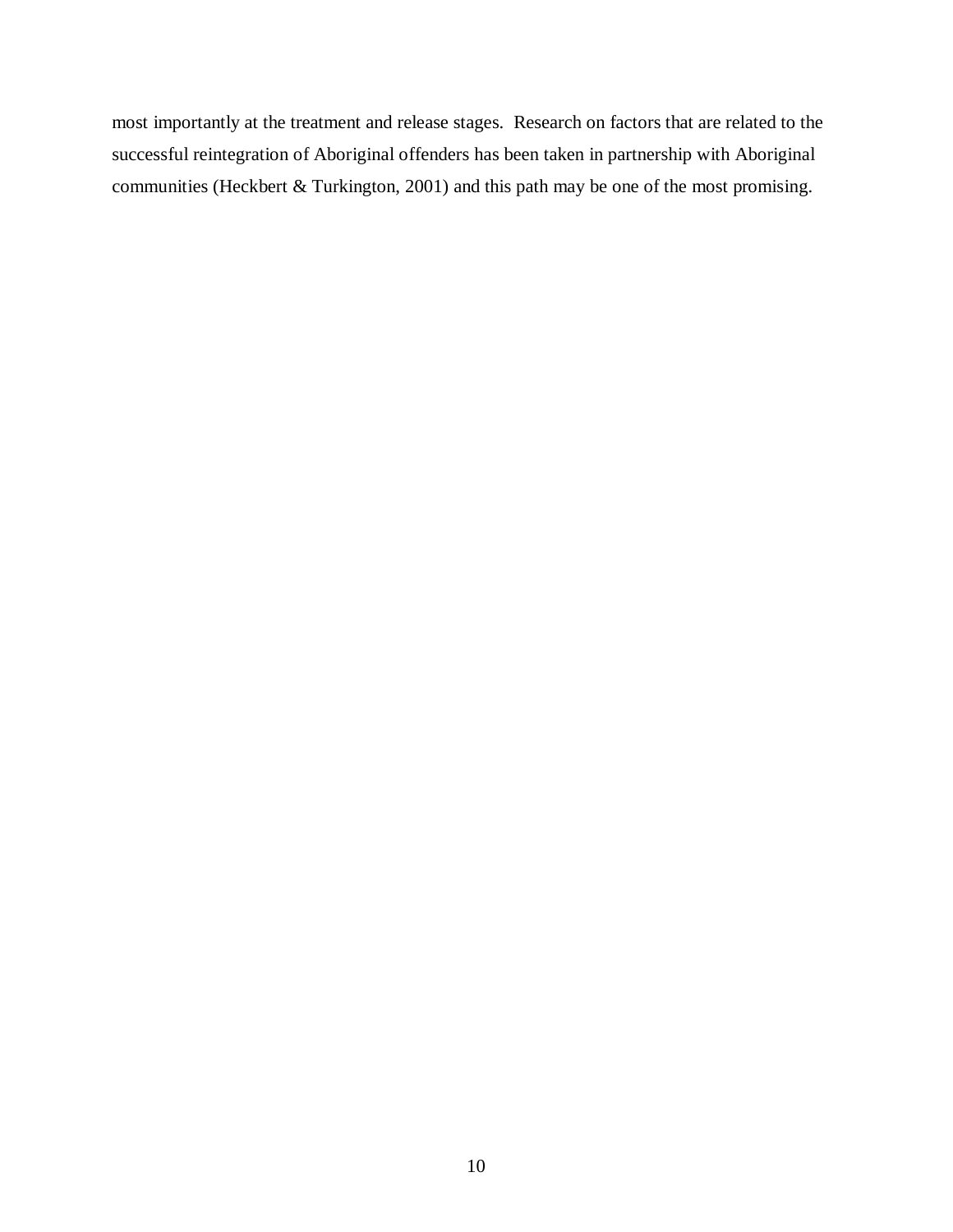most importantly at the treatment and release stages. Research on factors that are related to the successful reintegration of Aboriginal offenders has been taken in partnership with Aboriginal communities (Heckbert & Turkington, 2001) and this path may be one of the most promising.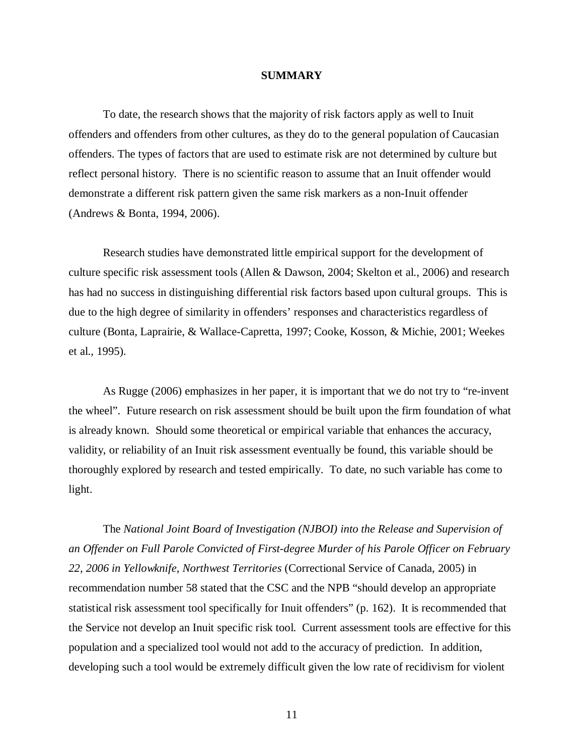## SUMMARY

To date, the research shows that the majority of risk factors apply as well to Inuit offenders and offenders from other cultures, as they do to the general population of Caucasian offenders. The types of factors that are used to estimate risk are not determined by culture but reflect personal history. There is no scientific reason to assume that an Inuit offender would demonstrate a different risk pattern given the same risk markers as a non-Inuit offender (Andrews & Bonta, 1994, 2006).

Research studies have demonstrated little empirical support for the development of culture specific risk assessment tools (Allen & Dawson, 2004; Skelton et al., 2006) and research has had no success in distinguishing differential risk factors based upon cultural groups. This is due to the high degree of similarity in offenders' responses and characteristics regardless of culture (Bonta, Laprairie, & Wallace-Capretta, 1997; Cooke, Kosson, & Michie, 2001; Weekes et al., 1995).

As Rugge (2006) emphasizes in her paper, it is important that we do not try to "re-invent the wheel". Future research on risk assessment should be built upon the firm foundation of what is already known. Should some theoretical or empirical variable that enhances the accuracy, validity, or reliability of an Inuit risk assessment eventually be found, this variable should be thoroughly explored by research and tested empirically. To date, no such variable has come to light.

The *National Joint Board of Investigation (NJBOI) into the Release and Supervision of an Offender on Full Parole Convicted of First-degree Murder of his Parole Officer on February 22, 2006 in Yellowknife, Northwest Territories* (Correctional Service of Canada, 2005) in recommendation number 58 stated that the CSC and the NPB "should develop an appropriate statistical risk assessment tool specifically for Inuit offenders" (p. 162). It is recommended that the Service not develop an Inuit specific risk tool. Current assessment tools are effective for this population and a specialized tool would not add to the accuracy of prediction. In addition, developing such a tool would be extremely difficult given the low rate of recidivism for violent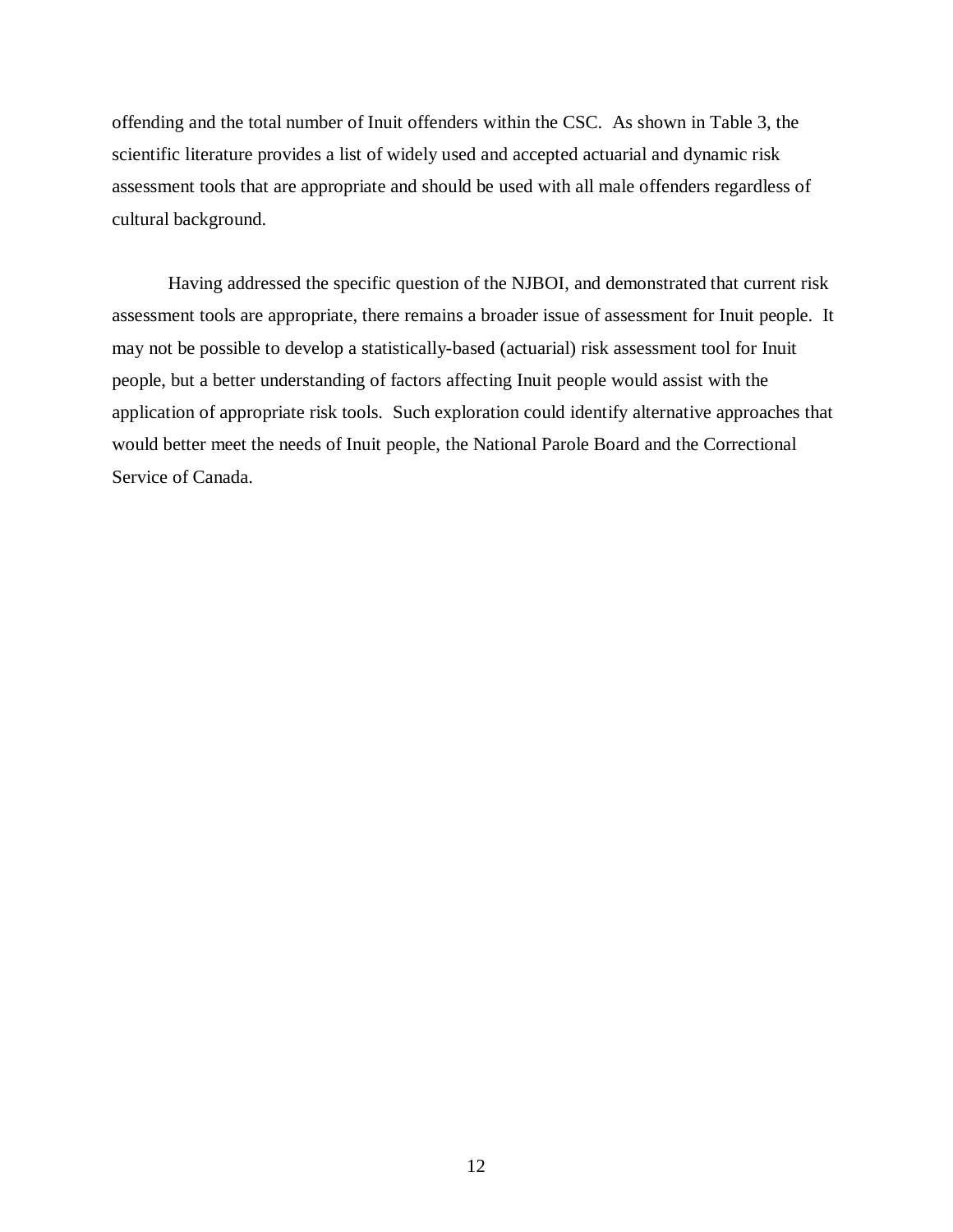offending and the total number of Inuit offenders within the CSC. As shown in Table 3, the scientific literature provides a list of widely used and accepted actuarial and dynamic risk assessment tools that are appropriate and should be used with all male offenders regardless of cultural background.

Having addressed the specific question of the NJBOI, and demonstrated that current risk assessment tools are appropriate, there remains a broader issue of assessment for Inuit people. It may not be possible to develop a statistically-based (actuarial) risk assessment tool for Inuit people, but a better understanding of factors affecting Inuit people would assist with the application of appropriate risk tools. Such exploration could identify alternative approaches that would better meet the needs of Inuit people, the National Parole Board and the Correctional Service of Canada.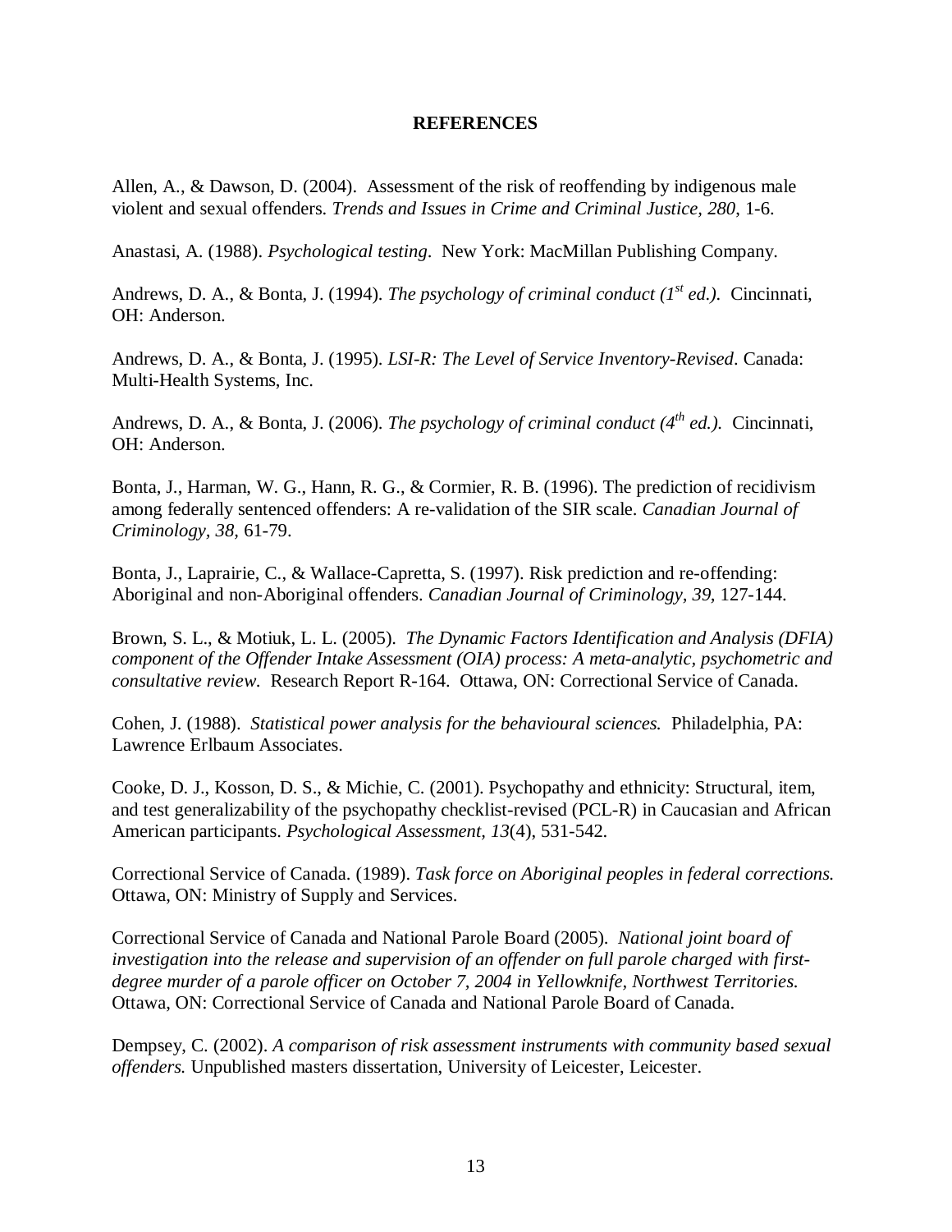## REFERENCES

Allen, A., & Dawson, D. (2004). Assessment of the risk of reoffending by indigenous male violent and sexual offenders. *Trends and Issues in Crime and Criminal Justice, 280*, 1-6.

Anastasi, A. (1988). *Psychological testing*. New York: MacMillan Publishing Company.

Andrews, D. A., & Bonta, J. (1994). *The psychology of criminal conduct (1st ed.)*. Cincinnati, OH: Anderson.

Andrews, D. A., & Bonta, J. (1995). *LSI-R: The Level of Service Inventory-Revised*. Canada: Multi-Health Systems, Inc.

Andrews, D. A., & Bonta, J. (2006). *The psychology of criminal conduct (4th ed.)*. Cincinnati, OH: Anderson.

Bonta, J., Harman, W. G., Hann, R. G., & Cormier, R. B. (1996). The prediction of recidivism among federally sentenced offenders: A re-validation of the SIR scale. *Canadian Journal of Criminology, 38,* 61-79.

Bonta, J., Laprairie, C., & Wallace-Capretta, S. (1997). Risk prediction and re-offending: Aboriginal and non-Aboriginal offenders. *Canadian Journal of Criminology, 39,* 127-144.

Brown, S. L., & Motiuk, L. L. (2005). *The Dynamic Factors Identification and Analysis (DFIA) component of the Offender Intake Assessment (OIA) process: A meta-analytic, psychometric and consultative review.* Research Report R-164. Ottawa, ON: Correctional Service of Canada.

Cohen, J. (1988). *Statistical power analysis for the behavioural sciences.* Philadelphia, PA: Lawrence Erlbaum Associates.

Cooke, D. J., Kosson, D. S., & Michie, C. (2001). Psychopathy and ethnicity: Structural, item, and test generalizability of the psychopathy checklist-revised (PCL-R) in Caucasian and African American participants. *Psychological Assessment, 13*(4), 531-542.

Correctional Service of Canada. (1989). *Task force on Aboriginal peoples in federal corrections.* Ottawa, ON: Ministry of Supply and Services.

Correctional Service of Canada and National Parole Board (2005). *National joint board of investigation into the release and supervision of an offender on full parole charged with first-degree murder of a parole officer on October 7, 2004 in Yellowknife, Northwest Territories.* Ottawa, ON: Correctional Service of Canada and National Parole Board of Canada.

Dempsey, C. (2002). *A comparison of risk assessment instruments with community based sexual offenders.* Unpublished masters dissertation, University of Leicester, Leicester.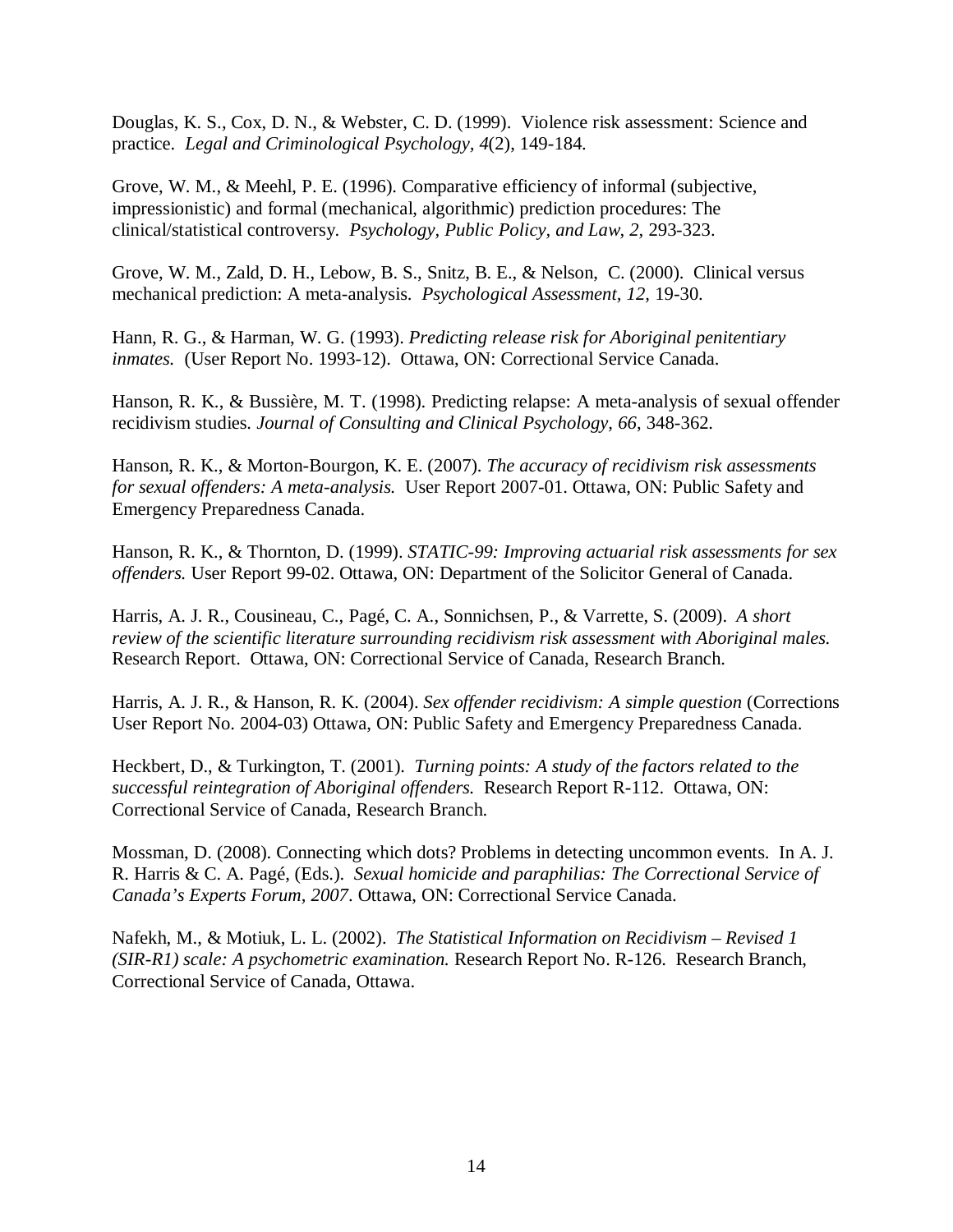Douglas, K. S., Cox, D. N., & Webster, C. D. (1999). Violence risk assessment: Science and practice. *Legal and Criminological Psychology, 4*(2), 149-184.

Grove, W. M., & Meehl, P. E. (1996). Comparative efficiency of informal (subjective, impressionistic) and formal (mechanical, algorithmic) prediction procedures: The clinical/statistical controversy. *Psychology, Public Policy, and Law, 2,* 293-323.

Grove, W. M., Zald, D. H., Lebow, B. S., Snitz, B. E., & Nelson, C. (2000). Clinical versus mechanical prediction: A meta-analysis. *Psychological Assessment, 12,* 19-30.

Hann, R. G., & Harman, W. G. (1993). *Predicting release risk for Aboriginal penitentiary inmates.* (User Report No. 1993-12). Ottawa, ON: Correctional Service Canada.

Hanson, R. K., & Bussière, M. T. (1998). Predicting relapse: A meta-analysis of sexual offender recidivism studies. *Journal of Consulting and Clinical Psychology, 66*, 348-362.

Hanson, R. K., & Morton-Bourgon, K. E. (2007). *The accuracy of recidivism risk assessments for sexual offenders: A meta-analysis.* User Report 2007-01. Ottawa, ON: Public Safety and Emergency Preparedness Canada.

Hanson, R. K., & Thornton, D. (1999). *STATIC-99: Improving actuarial risk assessments for sex offenders.* User Report 99-02. Ottawa, ON: Department of the Solicitor General of Canada.

Harris, A. J. R., Cousineau, C., Pagé, C. A., Sonnichsen, P., & Varrette, S. (2009). *A short review of the scientific literature surrounding recidivism risk assessment with Aboriginal males.* Research Report. Ottawa, ON: Correctional Service of Canada, Research Branch.

Harris, A. J. R., & Hanson, R. K. (2004). *Sex offender recidivism: A simple question* (Corrections User Report No. 2004-03) Ottawa, ON: Public Safety and Emergency Preparedness Canada.

Heckbert, D., & Turkington, T. (2001). *Turning points: A study of the factors related to the successful reintegration of Aboriginal offenders.* Research Report R-112. Ottawa, ON: Correctional Service of Canada, Research Branch.

Mossman, D. (2008). Connecting which dots? Problems in detecting uncommon events. In A. J. R. Harris & C. A. Pagé, (Eds.). *Sexual homicide and paraphilias: The Correctional Service of Canada's Experts Forum, 2007*. Ottawa, ON: Correctional Service Canada.

Nafekh, M., & Motiuk, L. L. (2002). *The Statistical Information on Recidivism – Revised 1 (SIR-R1) scale: A psychometric examination.* Research Report No. R-126. Research Branch, Correctional Service of Canada, Ottawa.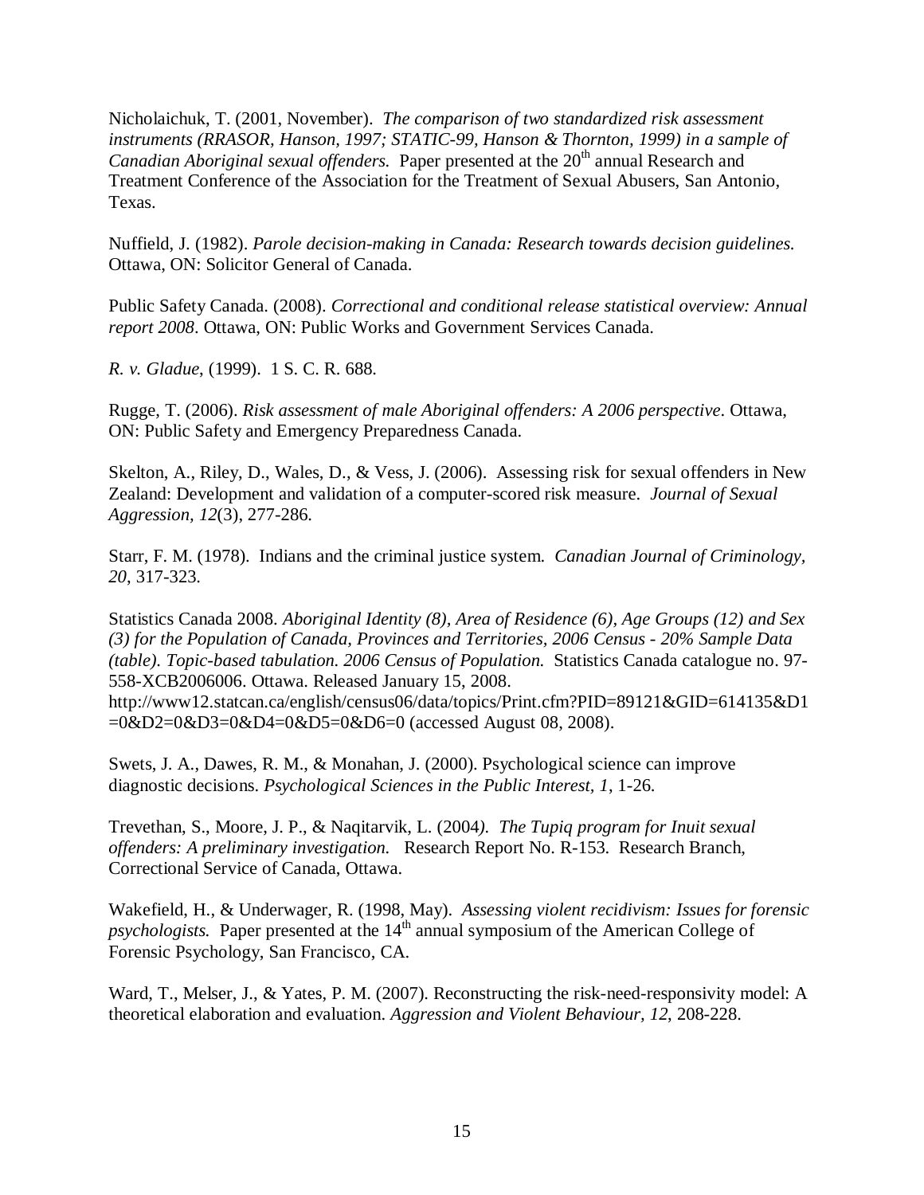Nicholaichuk, T. (2001, November). *The comparison of two standardized risk assessment instruments (RRASOR, Hanson, 1997; STATIC-99, Hanson & Thornton, 1999) in a sample of Canadian Aboriginal sexual offenders.* Paper presented at the 20th annual Research and Treatment Conference of the Association for the Treatment of Sexual Abusers, San Antonio, Texas.

Nuffield, J. (1982). *Parole decision-making in Canada: Research towards decision guidelines.* Ottawa, ON: Solicitor General of Canada.

Public Safety Canada. (2008). *Correctional and conditional release statistical overview: Annual report 2008*. Ottawa, ON: Public Works and Government Services Canada.

*R. v. Gladue*, (1999). 1 S. C. R. 688.

Rugge, T. (2006). *Risk assessment of male Aboriginal offenders: A 2006 perspective*. Ottawa, ON: Public Safety and Emergency Preparedness Canada.

Skelton, A., Riley, D., Wales, D., & Vess, J. (2006). Assessing risk for sexual offenders in New Zealand: Development and validation of a computer-scored risk measure. *Journal of Sexual Aggression, 12*(3), 277-286.

Starr, F. M. (1978). Indians and the criminal justice system. *Canadian Journal of Criminology, 20*, 317-323.

Statistics Canada 2008. *Aboriginal Identity (8), Area of Residence (6), Age Groups (12) and Sex (3) for the Population of Canada, Provinces and Territories, 2006 Census - 20% Sample Data (table). Topic-based tabulation. 2006 Census of Population.* Statistics Canada catalogue no. 97-558-XCB2006006. Ottawa. Released January 15, 2008. http://www12.statcan.ca/english/census06/data/topics/Print.cfm?PID=89121&GID=614135&D1=0&D2=0&D3=0&D4=0&D5=0&D6=0 (accessed August 08, 2008).

Swets, J. A., Dawes, R. M., & Monahan, J. (2000). Psychological science can improve diagnostic decisions. *Psychological Sciences in the Public Interest, 1*, 1-26.

Trevethan, S., Moore, J. P., & Naqitarvik, L. (2004). *The Tupiq program for Inuit sexual offenders: A preliminary investigation.* Research Report No. R-153. Research Branch, Correctional Service of Canada, Ottawa.

Wakefield, H., & Underwager, R. (1998, May). *Assessing violent recidivism: Issues for forensic psychologists.* Paper presented at the 14th annual symposium of the American College of Forensic Psychology, San Francisco, CA.

Ward, T., Melser, J., & Yates, P. M. (2007). Reconstructing the risk-need-responsivity model: A theoretical elaboration and evaluation. *Aggression and Violent Behaviour, 12*, 208-228.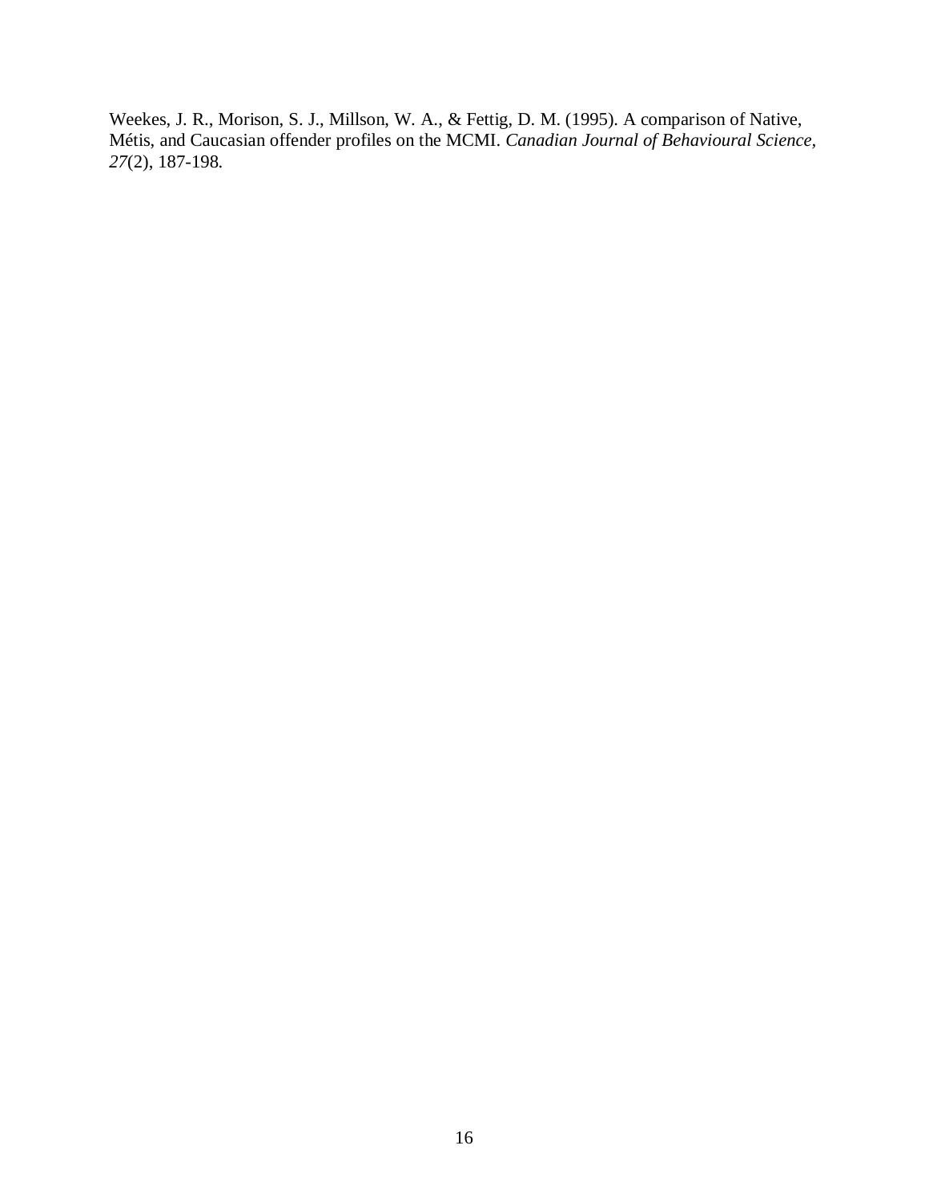Weekes, J. R., Morison, S. J., Millson, W. A., & Fettig, D. M. (1995). A comparison of Native, Métis, and Caucasian offender profiles on the MCMI. *Canadian Journal of Behavioural Science, 27*(2), 187-198.